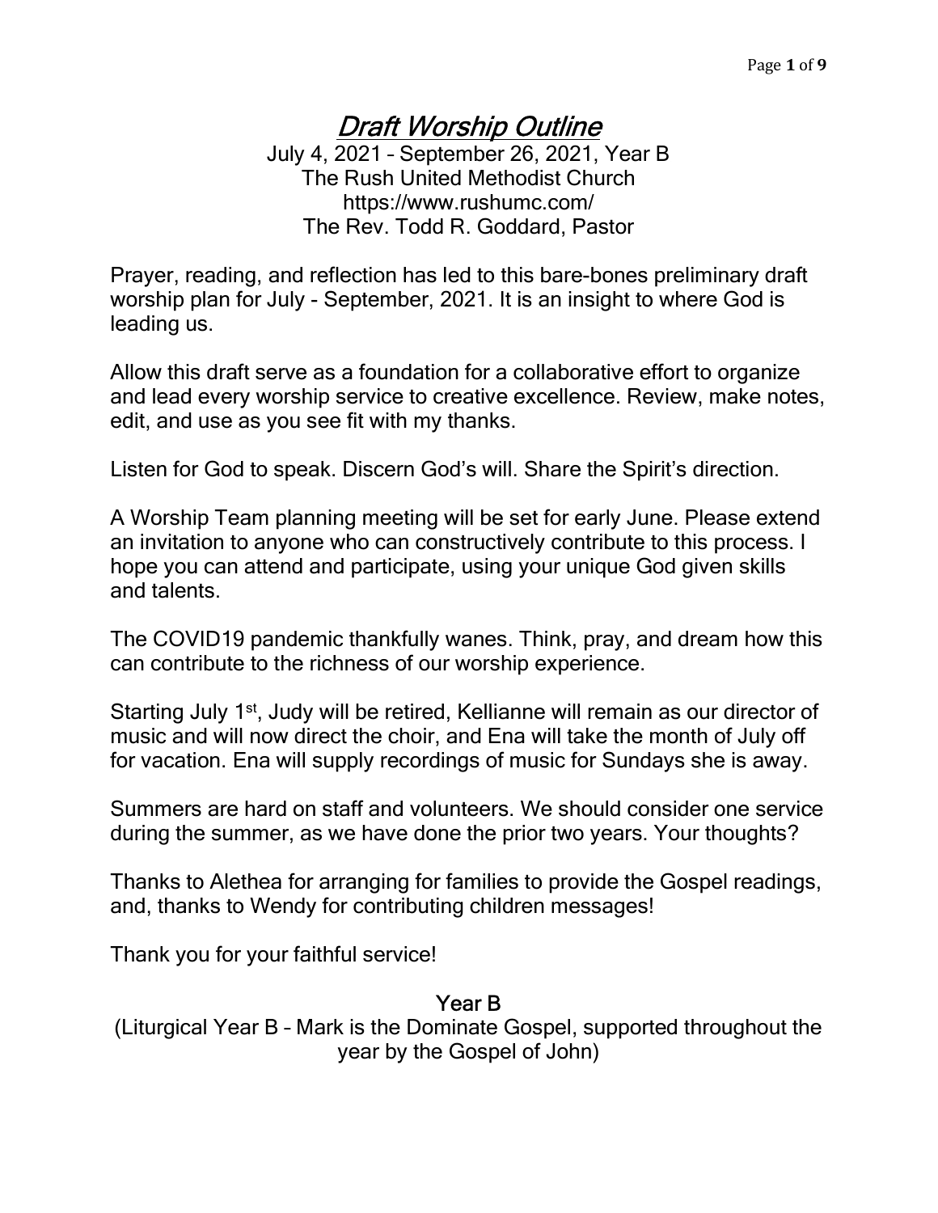# *Draft Worship Outline*

July 4, 2021 – September 26, 2021, Year B
The Rush United Methodist Church
https://www.rushumc.com/
The Rev. Todd R. Goddard, Pastor

Prayer, reading, and reflection has led to this bare-bones preliminary draft worship plan for July - September, 2021. It is an insight to where God is leading us.

Allow this draft serve as a foundation for a collaborative effort to organize and lead every worship service to creative excellence. Review, make notes, edit, and use as you see fit with my thanks.

Listen for God to speak. Discern God's will. Share the Spirit's direction.

A Worship Team planning meeting will be set for early June. Please extend an invitation to anyone who can constructively contribute to this process. I hope you can attend and participate, using your unique God given skills and talents.

The COVID19 pandemic thankfully wanes. Think, pray, and dream how this can contribute to the richness of our worship experience.

Starting July 1st, Judy will be retired, Kellianne will remain as our director of music and will now direct the choir, and Ena will take the month of July off for vacation. Ena will supply recordings of music for Sundays she is away.

Summers are hard on staff and volunteers. We should consider one service during the summer, as we have done the prior two years. Your thoughts?

Thanks to Alethea for arranging for families to provide the Gospel readings, and, thanks to Wendy for contributing children messages!

Thank you for your faithful service!

## Year B

(Liturgical Year B – Mark is the Dominate Gospel, supported throughout the year by the Gospel of John)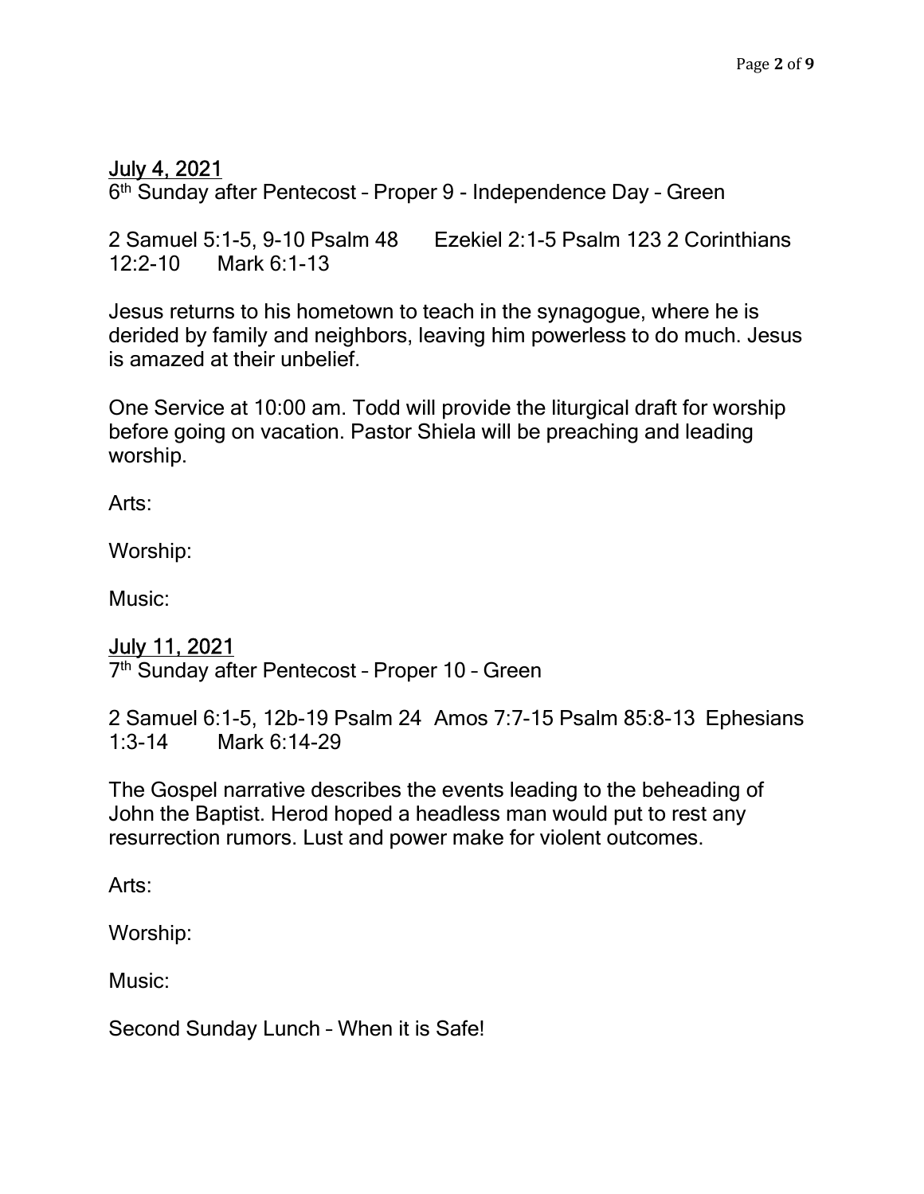## July 4, 2021

6th Sunday after Pentecost – Proper 9 - Independence Day – Green

2 Samuel 5:1-5, 9-10 Psalm 48 Ezekiel 2:1-5 Psalm 123 2 Corinthians 12:2-10 Mark 6:1-13

Jesus returns to his hometown to teach in the synagogue, where he is derided by family and neighbors, leaving him powerless to do much. Jesus is amazed at their unbelief.

One Service at 10:00 am. Todd will provide the liturgical draft for worship before going on vacation. Pastor Shiela will be preaching and leading worship.

Arts:

Worship:

Music:

## July 11, 2021

7th Sunday after Pentecost – Proper 10 – Green

2 Samuel 6:1-5, 12b-19 Psalm 24 Amos 7:7-15 Psalm 85:8-13 Ephesians 1:3-14 Mark 6:14-29

The Gospel narrative describes the events leading to the beheading of John the Baptist. Herod hoped a headless man would put to rest any resurrection rumors. Lust and power make for violent outcomes.

Arts:

Worship:

Music:

Second Sunday Lunch – When it is Safe!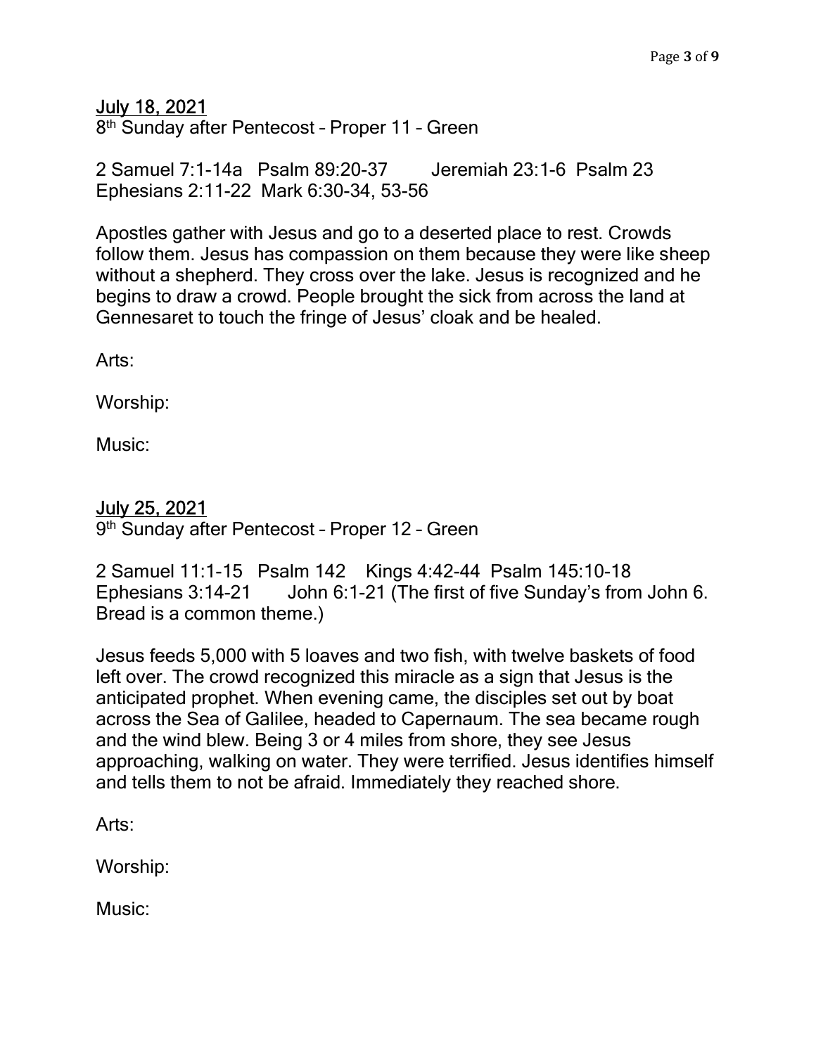## July 18, 2021

8th Sunday after Pentecost – Proper 11 – Green

2 Samuel 7:1-14a Psalm 89:20-37 Jeremiah 23:1-6 Psalm 23
Ephesians 2:11-22 Mark 6:30-34, 53-56

Apostles gather with Jesus and go to a deserted place to rest. Crowds follow them. Jesus has compassion on them because they were like sheep without a shepherd. They cross over the lake. Jesus is recognized and he begins to draw a crowd. People brought the sick from across the land at Gennesaret to touch the fringe of Jesus' cloak and be healed.

Arts:

Worship:

Music:

## July 25, 2021

9th Sunday after Pentecost – Proper 12 – Green

2 Samuel 11:1-15 Psalm 142 Kings 4:42-44 Psalm 145:10-18
Ephesians 3:14-21 John 6:1-21 (The first of five Sunday's from John 6. Bread is a common theme.)

Jesus feeds 5,000 with 5 loaves and two fish, with twelve baskets of food left over. The crowd recognized this miracle as a sign that Jesus is the anticipated prophet. When evening came, the disciples set out by boat across the Sea of Galilee, headed to Capernaum. The sea became rough and the wind blew. Being 3 or 4 miles from shore, they see Jesus approaching, walking on water. They were terrified. Jesus identifies himself and tells them to not be afraid. Immediately they reached shore.

Arts:

Worship:

Music: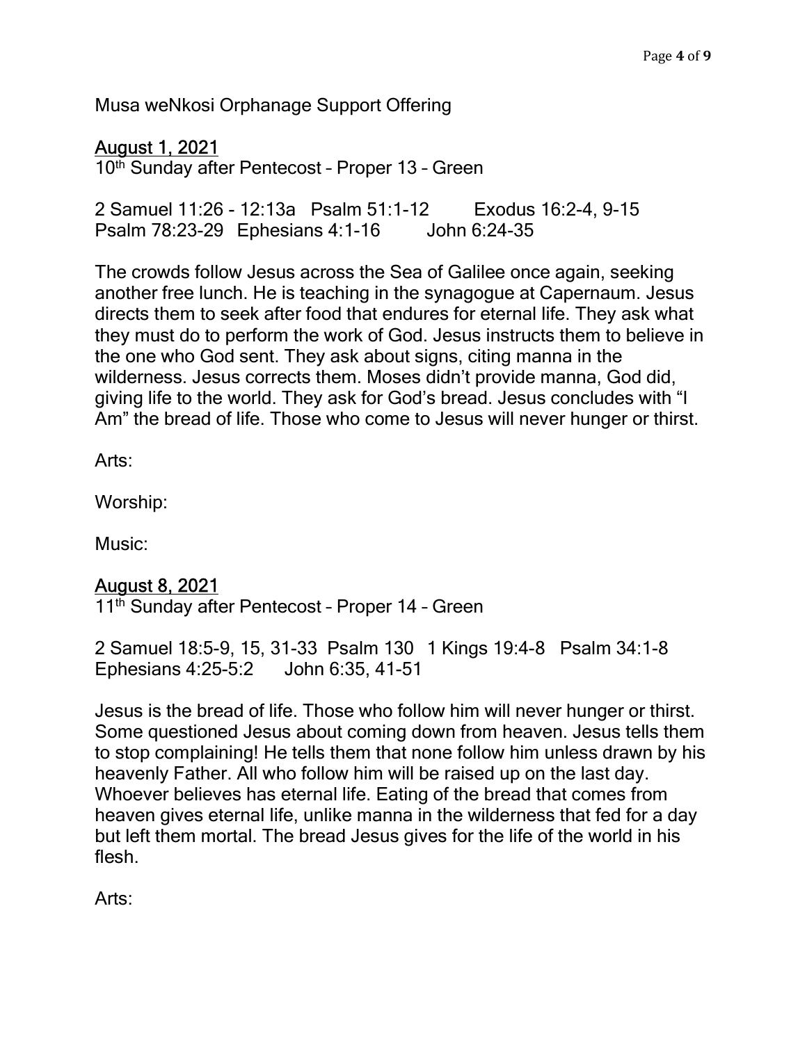Musa weNkosi Orphanage Support Offering

## August 1, 2021

10th Sunday after Pentecost – Proper 13 – Green

2 Samuel 11:26 - 12:13a   Psalm 51:1-12   Exodus 16:2-4, 9-15
Psalm 78:23-29   Ephesians 4:1-16   John 6:24-35

The crowds follow Jesus across the Sea of Galilee once again, seeking another free lunch. He is teaching in the synagogue at Capernaum. Jesus directs them to seek after food that endures for eternal life. They ask what they must do to perform the work of God. Jesus instructs them to believe in the one who God sent. They ask about signs, citing manna in the wilderness. Jesus corrects them. Moses didn't provide manna, God did, giving life to the world. They ask for God's bread. Jesus concludes with "I Am" the bread of life. Those who come to Jesus will never hunger or thirst.

Arts:

Worship:

Music:

## August 8, 2021

11th Sunday after Pentecost – Proper 14 – Green

2 Samuel 18:5-9, 15, 31-33   Psalm 130   1 Kings 19:4-8   Psalm 34:1-8
Ephesians 4:25-5:2   John 6:35, 41-51

Jesus is the bread of life. Those who follow him will never hunger or thirst. Some questioned Jesus about coming down from heaven. Jesus tells them to stop complaining! He tells them that none follow him unless drawn by his heavenly Father. All who follow him will be raised up on the last day. Whoever believes has eternal life. Eating of the bread that comes from heaven gives eternal life, unlike manna in the wilderness that fed for a day but left them mortal. The bread Jesus gives for the life of the world in his flesh.

Arts: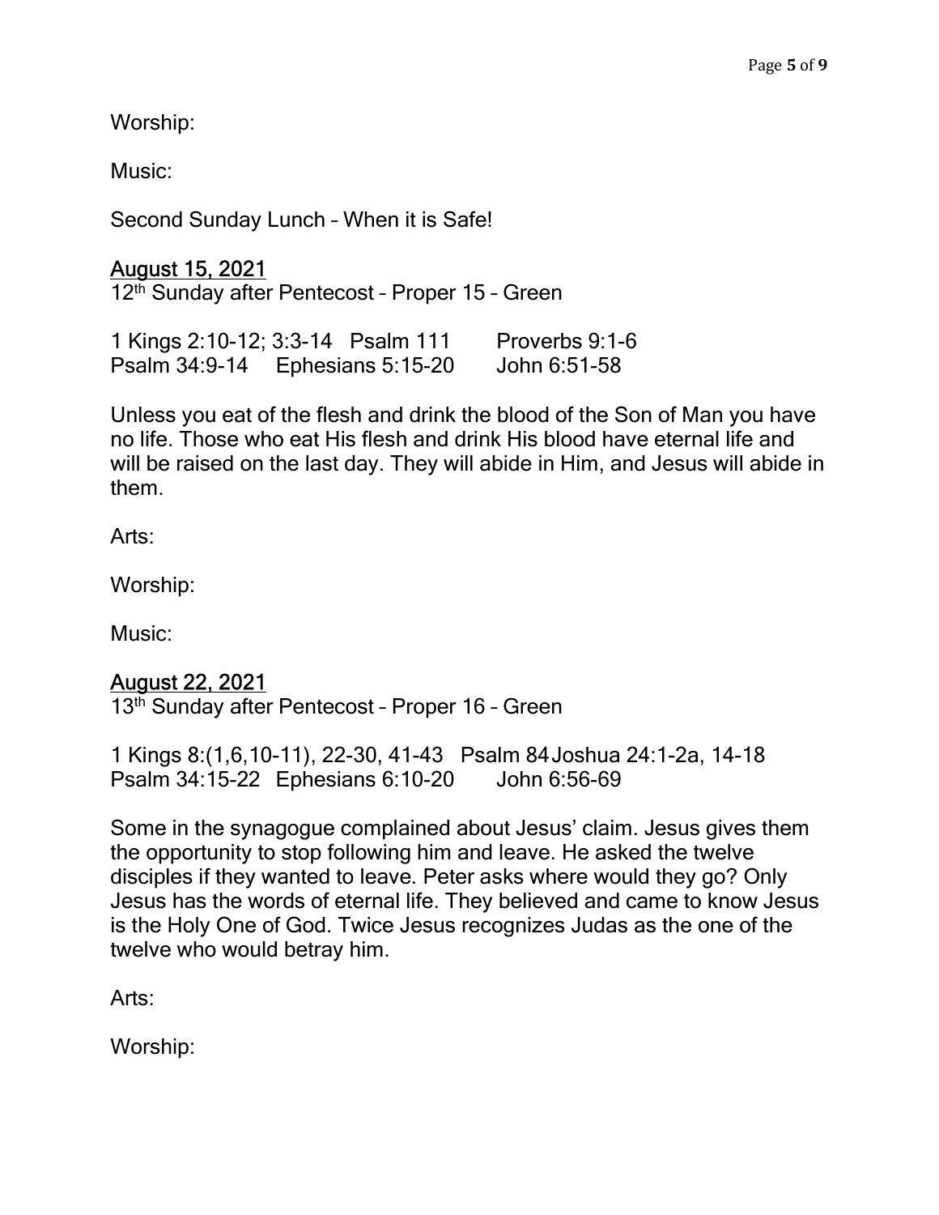Worship:

Music:

Second Sunday Lunch – When it is Safe!

<u>August 15, 2021</u>

12th Sunday after Pentecost – Proper 15 – Green

1 Kings 2:10-12; 3:3-14 Psalm 111 Proverbs 9:1-6
Psalm 34:9-14 Ephesians 5:15-20 John 6:51-58

Unless you eat of the flesh and drink the blood of the Son of Man you have no life. Those who eat His flesh and drink His blood have eternal life and will be raised on the last day. They will abide in Him, and Jesus will abide in them.

Arts:

Worship:

Music:

<u>August 22, 2021</u>

13th Sunday after Pentecost – Proper 16 – Green

1 Kings 8:(1,6,10-11), 22-30, 41-43 Psalm 84 Joshua 24:1-2a, 14-18
Psalm 34:15-22 Ephesians 6:10-20 John 6:56-69

Some in the synagogue complained about Jesus' claim. Jesus gives them the opportunity to stop following him and leave. He asked the twelve disciples if they wanted to leave. Peter asks where would they go? Only Jesus has the words of eternal life. They believed and came to know Jesus is the Holy One of God. Twice Jesus recognizes Judas as the one of the twelve who would betray him.

Arts:

Worship: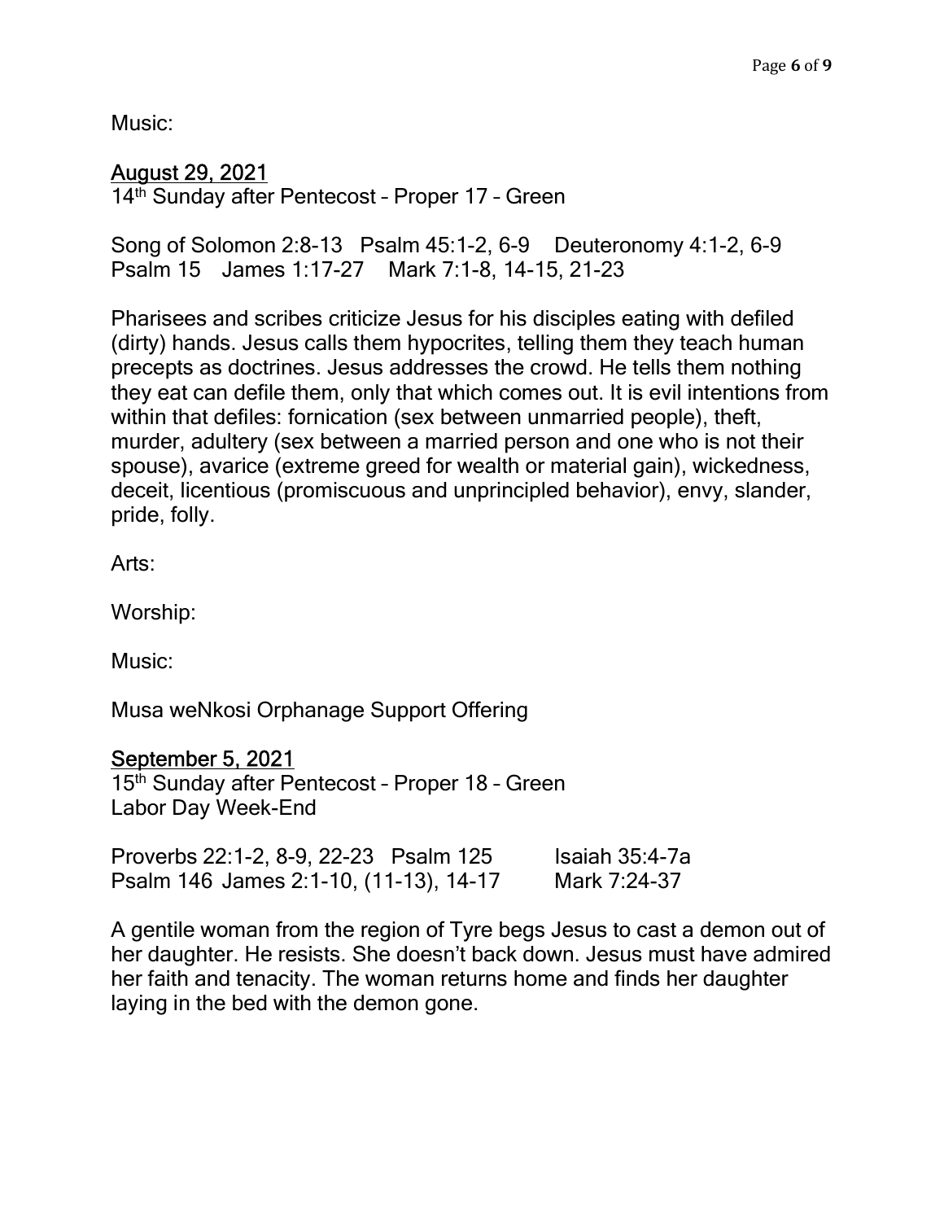Music:

**<u>August 29, 2021</u>**
14th Sunday after Pentecost – Proper 17 – Green

Song of Solomon 2:8-13 Psalm 45:1-2, 6-9 Deuteronomy 4:1-2, 6-9
Psalm 15 James 1:17-27 Mark 7:1-8, 14-15, 21-23

Pharisees and scribes criticize Jesus for his disciples eating with defiled (dirty) hands. Jesus calls them hypocrites, telling them they teach human precepts as doctrines. Jesus addresses the crowd. He tells them nothing they eat can defile them, only that which comes out. It is evil intentions from within that defiles: fornication (sex between unmarried people), theft, murder, adultery (sex between a married person and one who is not their spouse), avarice (extreme greed for wealth or material gain), wickedness, deceit, licentious (promiscuous and unprincipled behavior), envy, slander, pride, folly.

Arts:

Worship:

Music:

Musa weNkosi Orphanage Support Offering

**<u>September 5, 2021</u>**
15th Sunday after Pentecost – Proper 18 – Green
Labor Day Week-End

Proverbs 22:1-2, 8-9, 22-23 Psalm 125 Isaiah 35:4-7a
Psalm 146 James 2:1-10, (11-13), 14-17 Mark 7:24-37

A gentile woman from the region of Tyre begs Jesus to cast a demon out of her daughter. He resists. She doesn't back down. Jesus must have admired her faith and tenacity. The woman returns home and finds her daughter laying in the bed with the demon gone.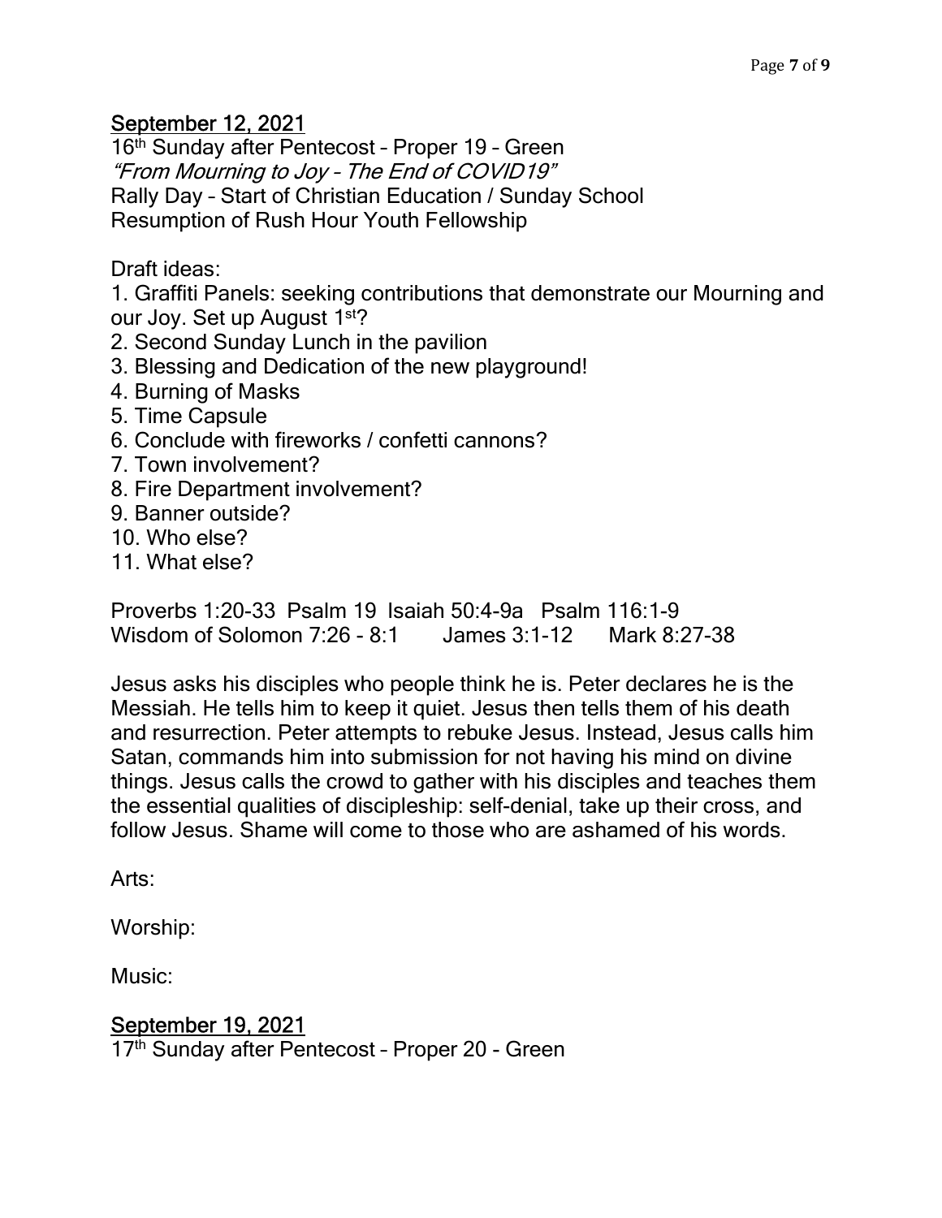## September 12, 2021

16th Sunday after Pentecost – Proper 19 – Green
*"From Mourning to Joy – The End of COVID19"*
Rally Day – Start of Christian Education / Sunday School
Resumption of Rush Hour Youth Fellowship

Draft ideas:

1. Graffiti Panels: seeking contributions that demonstrate our Mourning and our Joy. Set up August 1st?
2. Second Sunday Lunch in the pavilion
3. Blessing and Dedication of the new playground!
4. Burning of Masks
5. Time Capsule
6. Conclude with fireworks / confetti cannons?
7. Town involvement?
8. Fire Department involvement?
9. Banner outside?
10. Who else?
11. What else?

Proverbs 1:20-33 Psalm 19 Isaiah 50:4-9a Psalm 116:1-9
Wisdom of Solomon 7:26 - 8:1 James 3:1-12 Mark 8:27-38

Jesus asks his disciples who people think he is. Peter declares he is the Messiah. He tells him to keep it quiet. Jesus then tells them of his death and resurrection. Peter attempts to rebuke Jesus. Instead, Jesus calls him Satan, commands him into submission for not having his mind on divine things. Jesus calls the crowd to gather with his disciples and teaches them the essential qualities of discipleship: self-denial, take up their cross, and follow Jesus. Shame will come to those who are ashamed of his words.

Arts:

Worship:

Music:

## September 19, 2021

17th Sunday after Pentecost – Proper 20 - Green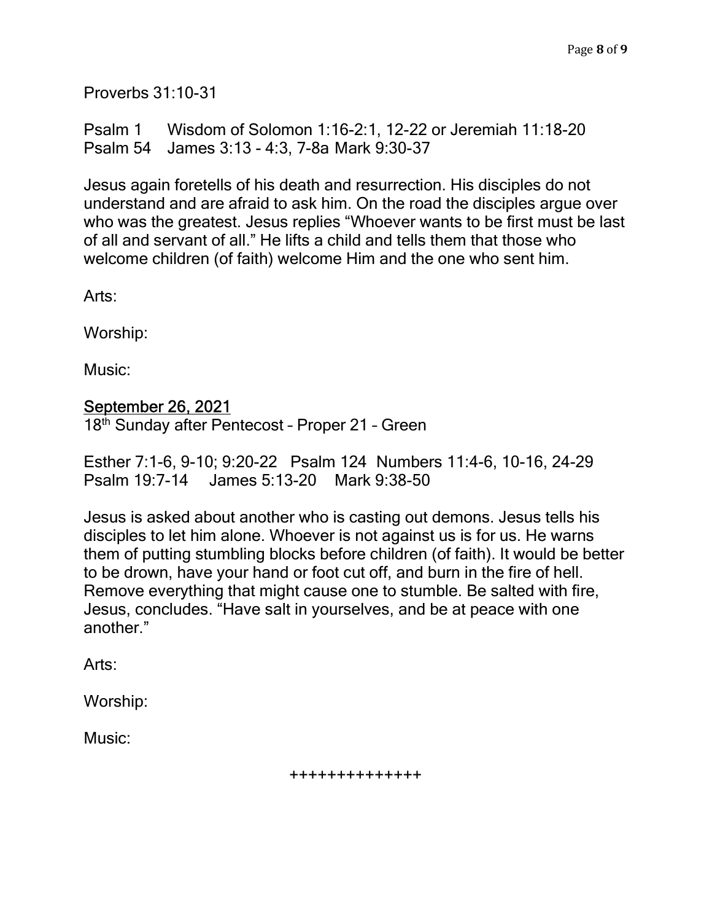Proverbs 31:10-31

Psalm 1 Wisdom of Solomon 1:16-2:1, 12-22 or Jeremiah 11:18-20
Psalm 54 James 3:13 - 4:3, 7-8a Mark 9:30-37

Jesus again foretells of his death and resurrection. His disciples do not understand and are afraid to ask him. On the road the disciples argue over who was the greatest. Jesus replies "Whoever wants to be first must be last of all and servant of all." He lifts a child and tells them that those who welcome children (of faith) welcome Him and the one who sent him.

Arts:

Worship:

Music:

<u>September 26, 2021</u>
18th Sunday after Pentecost – Proper 21 – Green

Esther 7:1-6, 9-10; 9:20-22 Psalm 124 Numbers 11:4-6, 10-16, 24-29
Psalm 19:7-14 James 5:13-20 Mark 9:38-50

Jesus is asked about another who is casting out demons. Jesus tells his disciples to let him alone. Whoever is not against us is for us. He warns them of putting stumbling blocks before children (of faith). It would be better to be drown, have your hand or foot cut off, and burn in the fire of hell. Remove everything that might cause one to stumble. Be salted with fire, Jesus, concludes. "Have salt in yourselves, and be at peace with one another."

Arts:

Worship:

Music:

++++++++++++++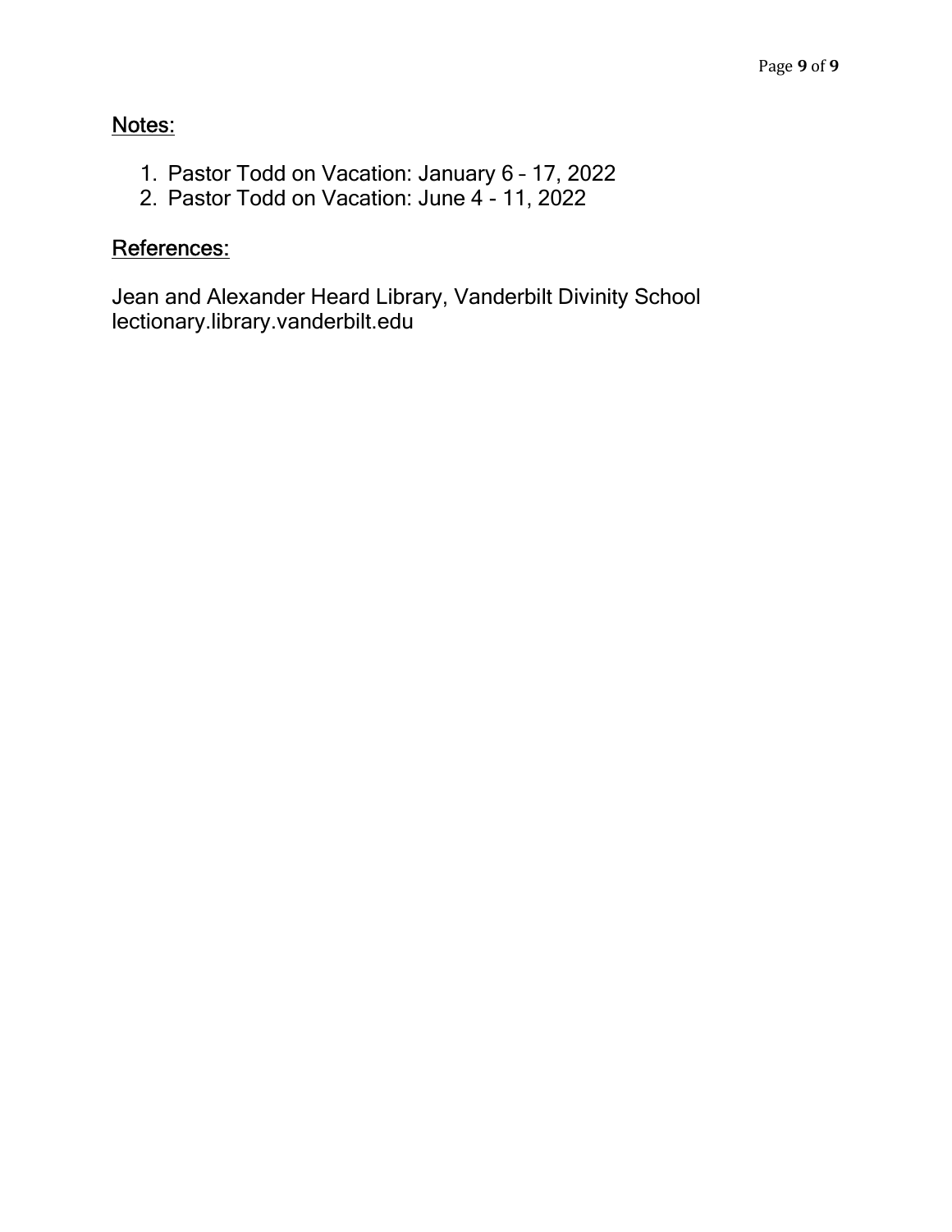## Notes:

1. Pastor Todd on Vacation: January 6 – 17, 2022
2. Pastor Todd on Vacation: June 4 - 11, 2022

## References:

Jean and Alexander Heard Library, Vanderbilt Divinity School
lectionary.library.vanderbilt.edu